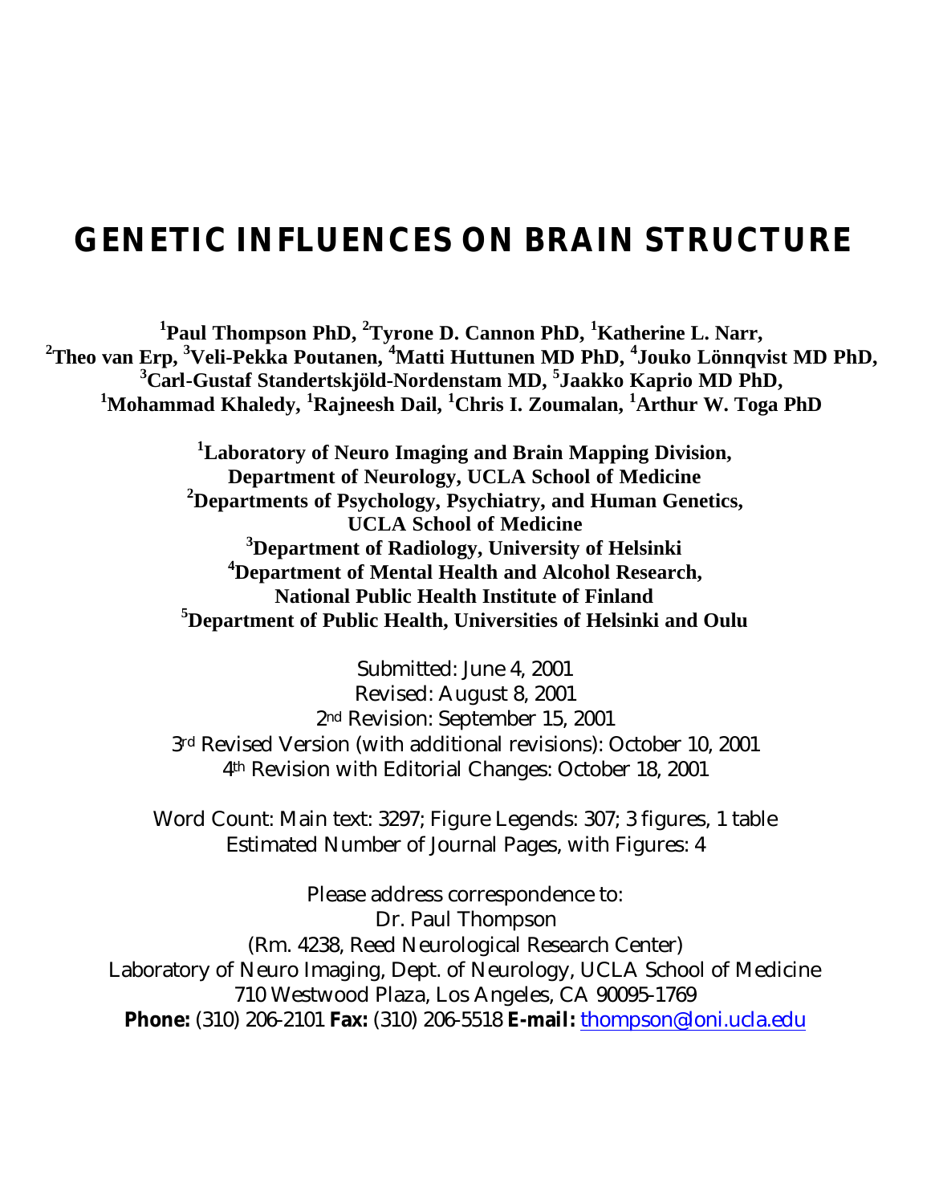# GENETIC INFLUENCES ON BRAIN STRUCTURE

**[1]Paul Thompson PhD, [2]Tyrone D. Cannon PhD, [1]Katherine L. Narr, [2]Theo van Erp, [3]Veli-Pekka Poutanen, [4]Matti Huttunen MD PhD, [4]Jouko Lönnqvist MD PhD, [3]Carl-Gustaf Standertskjöld-Nordenstam MD, [5]Jaakko Kaprio MD PhD, [1]Mohammad Khaledy, [1]Rajneesh Dail, [1]Chris I. Zoumalan, [1]Arthur W. Toga PhD**

**[1]Laboratory of Neuro Imaging and Brain Mapping Division, Department of Neurology, UCLA School of Medicine**
**[2]Departments of Psychology, Psychiatry, and Human Genetics, UCLA School of Medicine**
**[3]Department of Radiology, University of Helsinki**
**[4]Department of Mental Health and Alcohol Research, National Public Health Institute of Finland**
**[5]Department of Public Health, Universities of Helsinki and Oulu**

Submitted: June 4, 2001
Revised: August 8, 2001
2nd Revision: September 15, 2001
3rd Revised Version (with additional revisions): October 10, 2001
4th Revision with Editorial Changes: October 18, 2001

Word Count: Main text: 3297; Figure Legends: 307; 3 figures, 1 table
Estimated Number of Journal Pages, with Figures: 4

Please address correspondence to:
Dr. Paul Thompson
(Rm. 4238, Reed Neurological Research Center)
Laboratory of Neuro Imaging, Dept. of Neurology, UCLA School of Medicine
710 Westwood Plaza, Los Angeles, CA 90095-1769
**Phone:** (310) 206-2101 **Fax:** (310) 206-5518 **E-mail:** thompson@loni.ucla.edu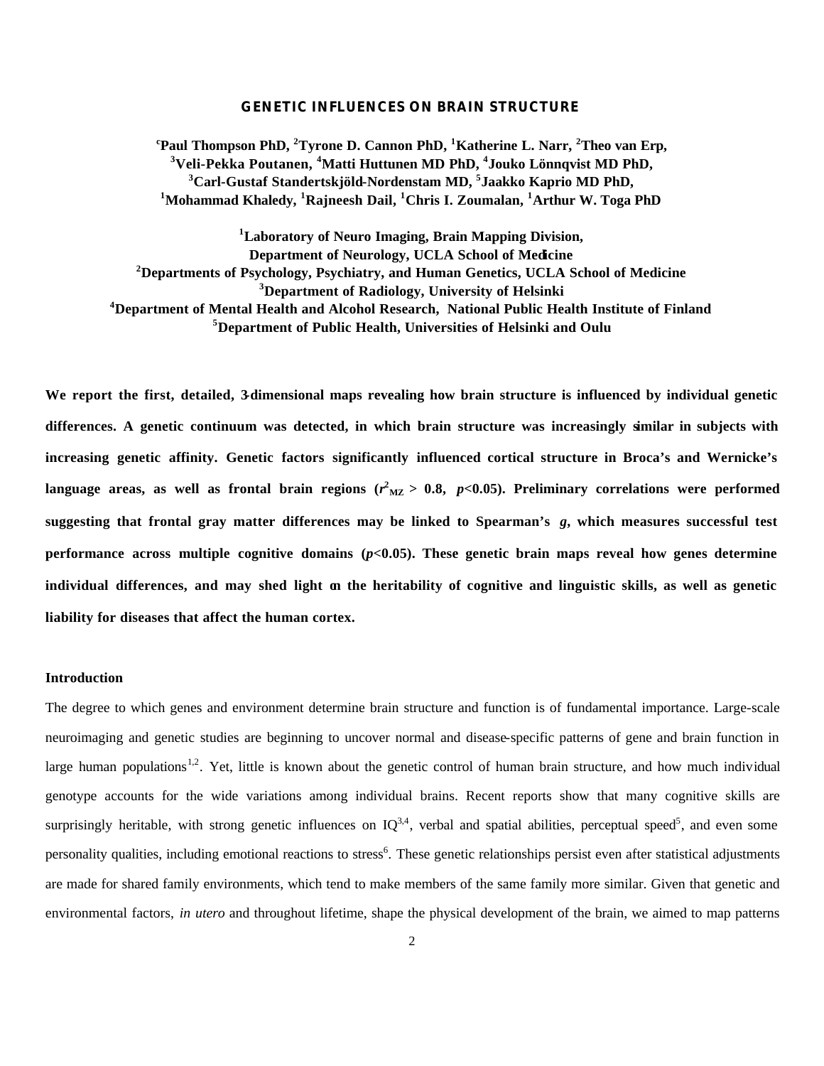# GENETIC INFLUENCES ON BRAIN STRUCTURE

**[c]Paul Thompson PhD, [2]Tyrone D. Cannon PhD, [1]Katherine L. Narr, [2]Theo van Erp, [3]Veli-Pekka Poutanen, [4]Matti Huttunen MD PhD, [4]Jouko Lönnqvist MD PhD, [3]Carl-Gustaf Standertskjöld-Nordenstam MD, [5]Jaakko Kaprio MD PhD, [1]Mohammad Khaledy, [1]Rajneesh Dail, [1]Chris I. Zoumalan, [1]Arthur W. Toga PhD**

**[1]Laboratory of Neuro Imaging, Brain Mapping Division, Department of Neurology, UCLA School of Medicine**
**[2]Departments of Psychology, Psychiatry, and Human Genetics, UCLA School of Medicine**
**[3]Department of Radiology, University of Helsinki**
**[4]Department of Mental Health and Alcohol Research, National Public Health Institute of Finland**
**[5]Department of Public Health, Universities of Helsinki and Oulu**

**We report the first, detailed, 3-dimensional maps revealing how brain structure is influenced by individual genetic differences. A genetic continuum was detected, in which brain structure was increasingly similar in subjects with increasing genetic affinity. Genetic factors significantly influenced cortical structure in Broca's and Wernicke's language areas, as well as frontal brain regions ($r^2_{MZ} > 0.8$, $p<0.05$). Preliminary correlations were performed suggesting that frontal gray matter differences may be linked to Spearman's *g*, which measures successful test performance across multiple cognitive domains ($p<0.05$). These genetic brain maps reveal how genes determine individual differences, and may shed light on the heritability of cognitive and linguistic skills, as well as genetic liability for diseases that affect the human cortex.**

## Introduction

The degree to which genes and environment determine brain structure and function is of fundamental importance. Large-scale neuroimaging and genetic studies are beginning to uncover normal and disease-specific patterns of gene and brain function in large human populations[1,2]. Yet, little is known about the genetic control of human brain structure, and how much individual genotype accounts for the wide variations among individual brains. Recent reports show that many cognitive skills are surprisingly heritable, with strong genetic influences on IQ[3,4], verbal and spatial abilities, perceptual speed[5], and even some personality qualities, including emotional reactions to stress[6]. These genetic relationships persist even after statistical adjustments are made for shared family environments, which tend to make members of the same family more similar. Given that genetic and environmental factors, *in utero* and throughout lifetime, shape the physical development of the brain, we aimed to map patterns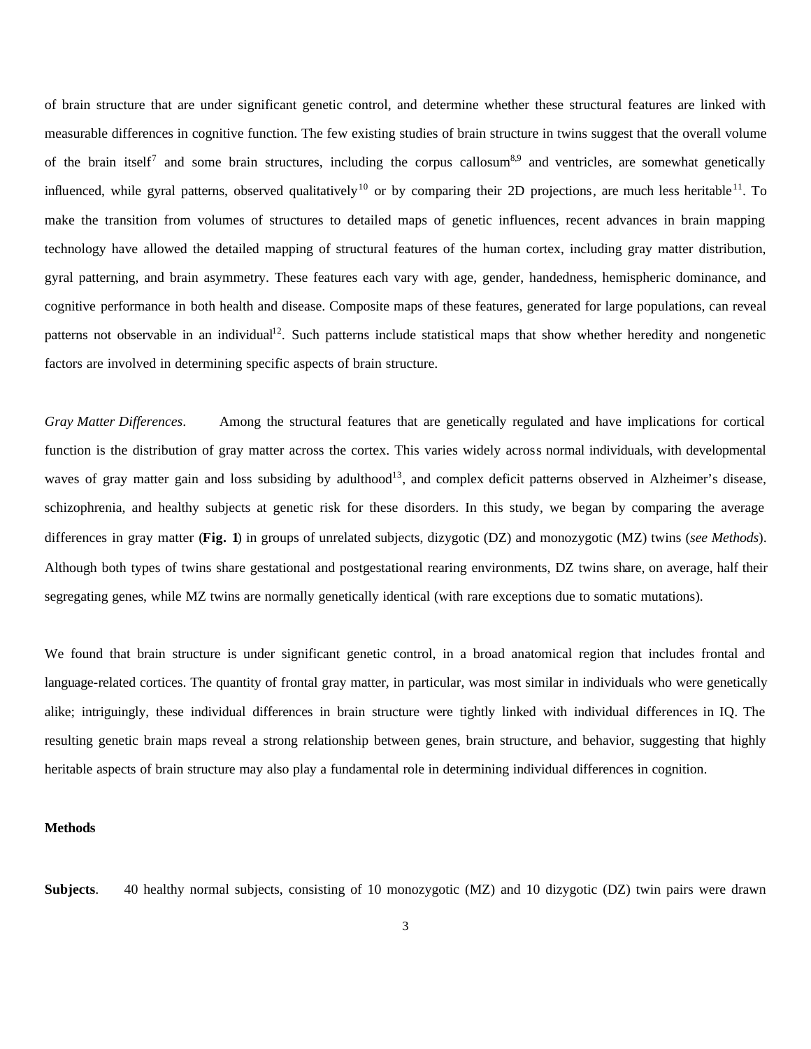of brain structure that are under significant genetic control, and determine whether these structural features are linked with measurable differences in cognitive function. The few existing studies of brain structure in twins suggest that the overall volume of the brain itself[7] and some brain structures, including the corpus callosum[8,9] and ventricles, are somewhat genetically influenced, while gyral patterns, observed qualitatively[10] or by comparing their 2D projections, are much less heritable[11]. To make the transition from volumes of structures to detailed maps of genetic influences, recent advances in brain mapping technology have allowed the detailed mapping of structural features of the human cortex, including gray matter distribution, gyral patterning, and brain asymmetry. These features each vary with age, gender, handedness, hemispheric dominance, and cognitive performance in both health and disease. Composite maps of these features, generated for large populations, can reveal patterns not observable in an individual[12]. Such patterns include statistical maps that show whether heredity and nongenetic factors are involved in determining specific aspects of brain structure.

*Gray Matter Differences*. Among the structural features that are genetically regulated and have implications for cortical function is the distribution of gray matter across the cortex. This varies widely across normal individuals, with developmental waves of gray matter gain and loss subsiding by adulthood[13], and complex deficit patterns observed in Alzheimer's disease, schizophrenia, and healthy subjects at genetic risk for these disorders. In this study, we began by comparing the average differences in gray matter (**Fig. 1**) in groups of unrelated subjects, dizygotic (DZ) and monozygotic (MZ) twins (*see Methods*). Although both types of twins share gestational and postgestational rearing environments, DZ twins share, on average, half their segregating genes, while MZ twins are normally genetically identical (with rare exceptions due to somatic mutations).

We found that brain structure is under significant genetic control, in a broad anatomical region that includes frontal and language-related cortices. The quantity of frontal gray matter, in particular, was most similar in individuals who were genetically alike; intriguingly, these individual differences in brain structure were tightly linked with individual differences in IQ. The resulting genetic brain maps reveal a strong relationship between genes, brain structure, and behavior, suggesting that highly heritable aspects of brain structure may also play a fundamental role in determining individual differences in cognition.

## Methods

**Subjects**. 40 healthy normal subjects, consisting of 10 monozygotic (MZ) and 10 dizygotic (DZ) twin pairs were drawn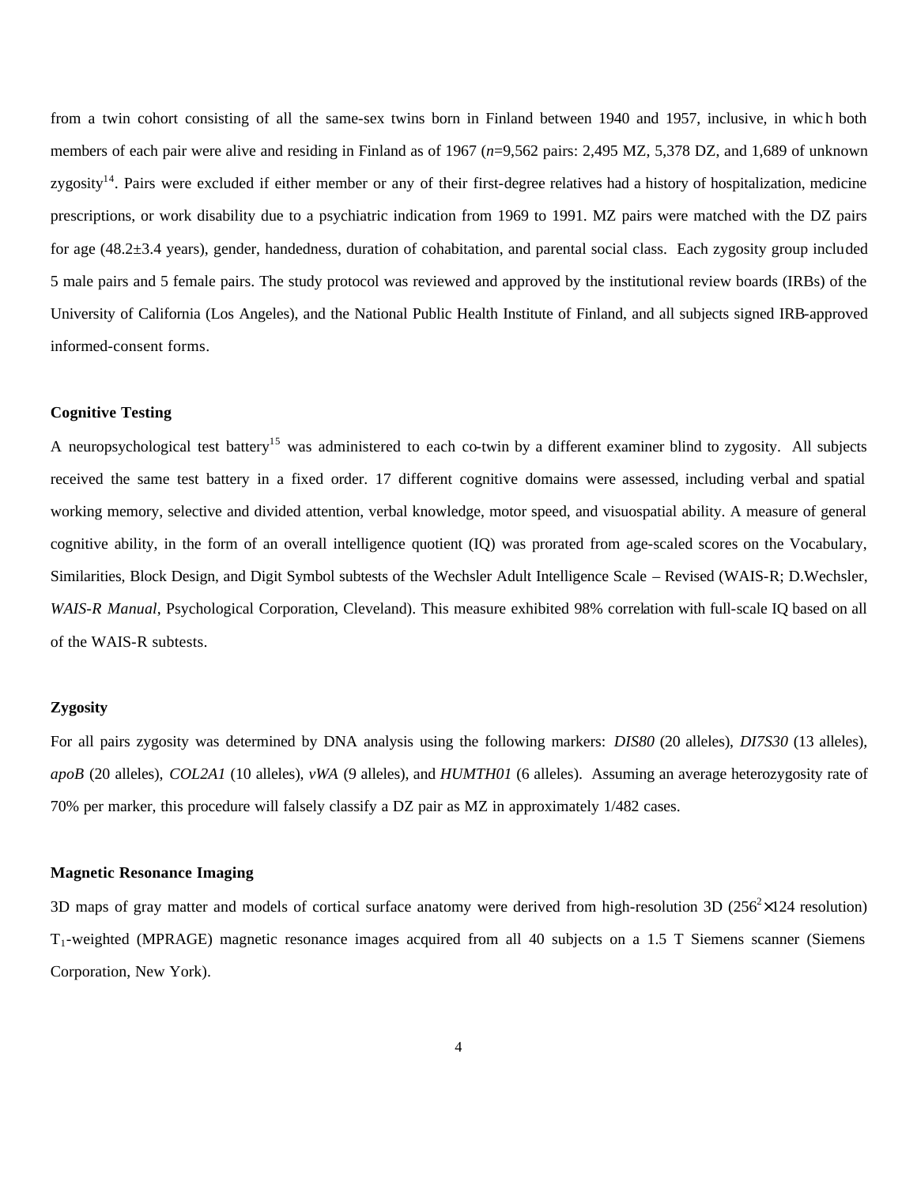from a twin cohort consisting of all the same-sex twins born in Finland between 1940 and 1957, inclusive, in which both members of each pair were alive and residing in Finland as of 1967 (*n*=9,562 pairs: 2,495 MZ, 5,378 DZ, and 1,689 of unknown zygosity[14]. Pairs were excluded if either member or any of their first-degree relatives had a history of hospitalization, medicine prescriptions, or work disability due to a psychiatric indication from 1969 to 1991. MZ pairs were matched with the DZ pairs for age (48.2±3.4 years), gender, handedness, duration of cohabitation, and parental social class. Each zygosity group included 5 male pairs and 5 female pairs. The study protocol was reviewed and approved by the institutional review boards (IRBs) of the University of California (Los Angeles), and the National Public Health Institute of Finland, and all subjects signed IRB-approved informed-consent forms.

### Cognitive Testing

A neuropsychological test battery[15] was administered to each co-twin by a different examiner blind to zygosity. All subjects received the same test battery in a fixed order. 17 different cognitive domains were assessed, including verbal and spatial working memory, selective and divided attention, verbal knowledge, motor speed, and visuospatial ability. A measure of general cognitive ability, in the form of an overall intelligence quotient (IQ) was prorated from age-scaled scores on the Vocabulary, Similarities, Block Design, and Digit Symbol subtests of the Wechsler Adult Intelligence Scale – Revised (WAIS-R; D.Wechsler, *WAIS-R Manual*, Psychological Corporation, Cleveland). This measure exhibited 98% correlation with full-scale IQ based on all of the WAIS-R subtests.

### Zygosity

For all pairs zygosity was determined by DNA analysis using the following markers: *DIS80* (20 alleles), *DI7S30* (13 alleles), *apoB* (20 alleles), *COL2A1* (10 alleles), *vWA* (9 alleles), and *HUMTH01* (6 alleles). Assuming an average heterozygosity rate of 70% per marker, this procedure will falsely classify a DZ pair as MZ in approximately 1/482 cases.

### Magnetic Resonance Imaging

3D maps of gray matter and models of cortical surface anatomy were derived from high-resolution 3D ($256^2 \times 124$ resolution) $T_1$-weighted (MPRAGE) magnetic resonance images acquired from all 40 subjects on a 1.5 T Siemens scanner (Siemens Corporation, New York).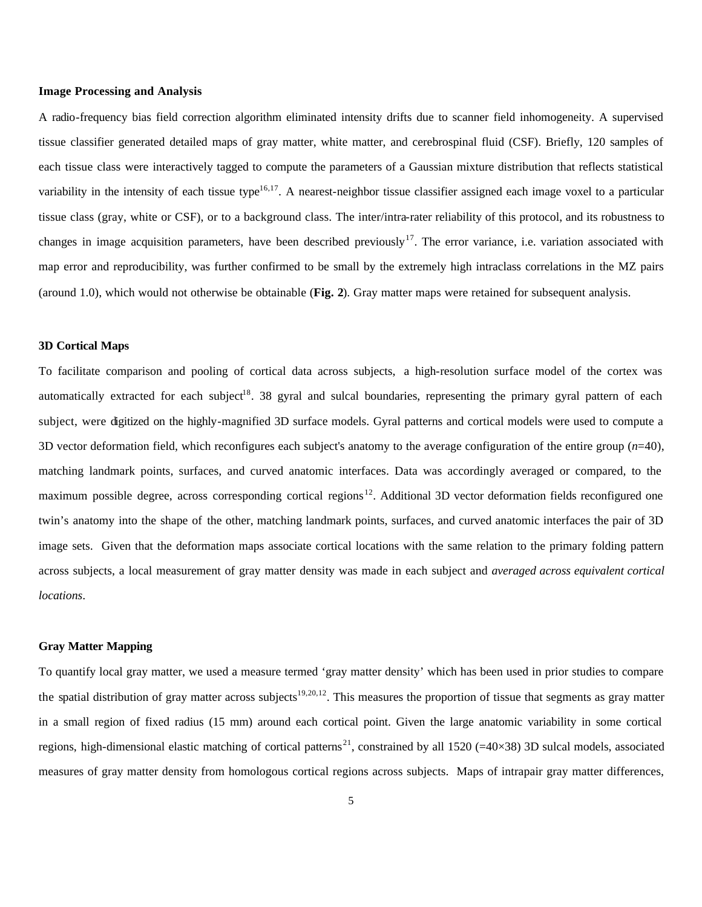### Image Processing and Analysis

A radio-frequency bias field correction algorithm eliminated intensity drifts due to scanner field inhomogeneity. A supervised tissue classifier generated detailed maps of gray matter, white matter, and cerebrospinal fluid (CSF). Briefly, 120 samples of each tissue class were interactively tagged to compute the parameters of a Gaussian mixture distribution that reflects statistical variability in the intensity of each tissue type[16,17]. A nearest-neighbor tissue classifier assigned each image voxel to a particular tissue class (gray, white or CSF), or to a background class. The inter/intra-rater reliability of this protocol, and its robustness to changes in image acquisition parameters, have been described previously[17]. The error variance, i.e. variation associated with map error and reproducibility, was further confirmed to be small by the extremely high intraclass correlations in the MZ pairs (around 1.0), which would not otherwise be obtainable (**Fig. 2**). Gray matter maps were retained for subsequent analysis.

### 3D Cortical Maps

To facilitate comparison and pooling of cortical data across subjects, a high-resolution surface model of the cortex was automatically extracted for each subject[18]. 38 gyral and sulcal boundaries, representing the primary gyral pattern of each subject, were digitized on the highly-magnified 3D surface models. Gyral patterns and cortical models were used to compute a 3D vector deformation field, which reconfigures each subject's anatomy to the average configuration of the entire group (*n*=40), matching landmark points, surfaces, and curved anatomic interfaces. Data was accordingly averaged or compared, to the maximum possible degree, across corresponding cortical regions[12]. Additional 3D vector deformation fields reconfigured one twin's anatomy into the shape of the other, matching landmark points, surfaces, and curved anatomic interfaces the pair of 3D image sets. Given that the deformation maps associate cortical locations with the same relation to the primary folding pattern across subjects, a local measurement of gray matter density was made in each subject and *averaged across equivalent cortical locations*.

### Gray Matter Mapping

To quantify local gray matter, we used a measure termed 'gray matter density' which has been used in prior studies to compare the spatial distribution of gray matter across subjects[19,20,12]. This measures the proportion of tissue that segments as gray matter in a small region of fixed radius (15 mm) around each cortical point. Given the large anatomic variability in some cortical regions, high-dimensional elastic matching of cortical patterns[21], constrained by all 1520 (=40×38) 3D sulcal models, associated measures of gray matter density from homologous cortical regions across subjects. Maps of intrapair gray matter differences,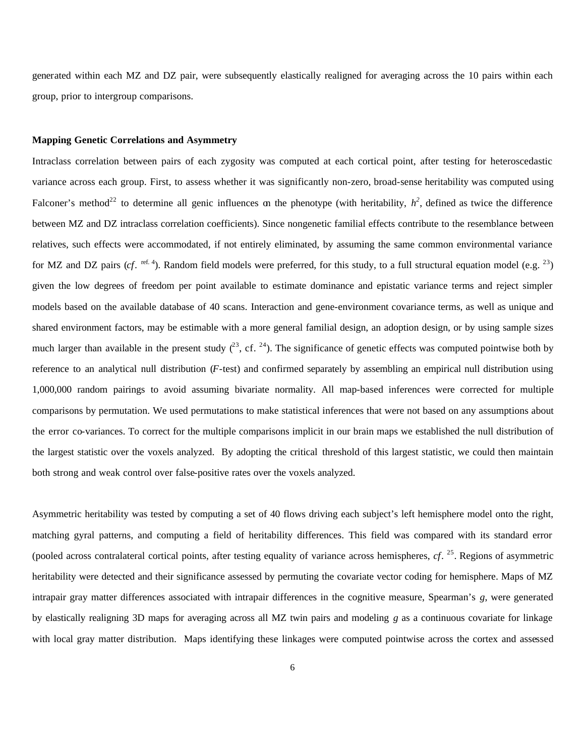generated within each MZ and DZ pair, were subsequently elastically realigned for averaging across the 10 pairs within each group, prior to intergroup comparisons.

**Mapping Genetic Correlations and Asymmetry**

Intraclass correlation between pairs of each zygosity was computed at each cortical point, after testing for heteroscedastic variance across each group. First, to assess whether it was significantly non-zero, broad-sense heritability was computed using Falconer's method[22] to determine all genic influences on the phenotype (with heritability, $h^2$, defined as twice the difference between MZ and DZ intraclass correlation coefficients). Since nongenetic familial effects contribute to the resemblance between relatives, such effects were accommodated, if not entirely eliminated, by assuming the same common environmental variance for MZ and DZ pairs (*cf*. [ref. 4]). Random field models were preferred, for this study, to a full structural equation model (e.g. [23]) given the low degrees of freedom per point available to estimate dominance and epistatic variance terms and reject simpler models based on the available database of 40 scans. Interaction and gene-environment covariance terms, as well as unique and shared environment factors, may be estimable with a more general familial design, an adoption design, or by using sample sizes much larger than available in the present study ([23], cf. [24]). The significance of genetic effects was computed pointwise both by reference to an analytical null distribution (*F*-test) and confirmed separately by assembling an empirical null distribution using 1,000,000 random pairings to avoid assuming bivariate normality. All map-based inferences were corrected for multiple comparisons by permutation. We used permutations to make statistical inferences that were not based on any assumptions about the error co-variances. To correct for the multiple comparisons implicit in our brain maps we established the null distribution of the largest statistic over the voxels analyzed. By adopting the critical threshold of this largest statistic, we could then maintain both strong and weak control over false-positive rates over the voxels analyzed.

Asymmetric heritability was tested by computing a set of 40 flows driving each subject's left hemisphere model onto the right, matching gyral patterns, and computing a field of heritability differences. This field was compared with its standard error (pooled across contralateral cortical points, after testing equality of variance across hemispheres, *cf*. [25]. Regions of asymmetric heritability were detected and their significance assessed by permuting the covariate vector coding for hemisphere. Maps of MZ intrapair gray matter differences associated with intrapair differences in the cognitive measure, Spearman's *g*, were generated by elastically realigning 3D maps for averaging across all MZ twin pairs and modeling *g* as a continuous covariate for linkage with local gray matter distribution. Maps identifying these linkages were computed pointwise across the cortex and assessed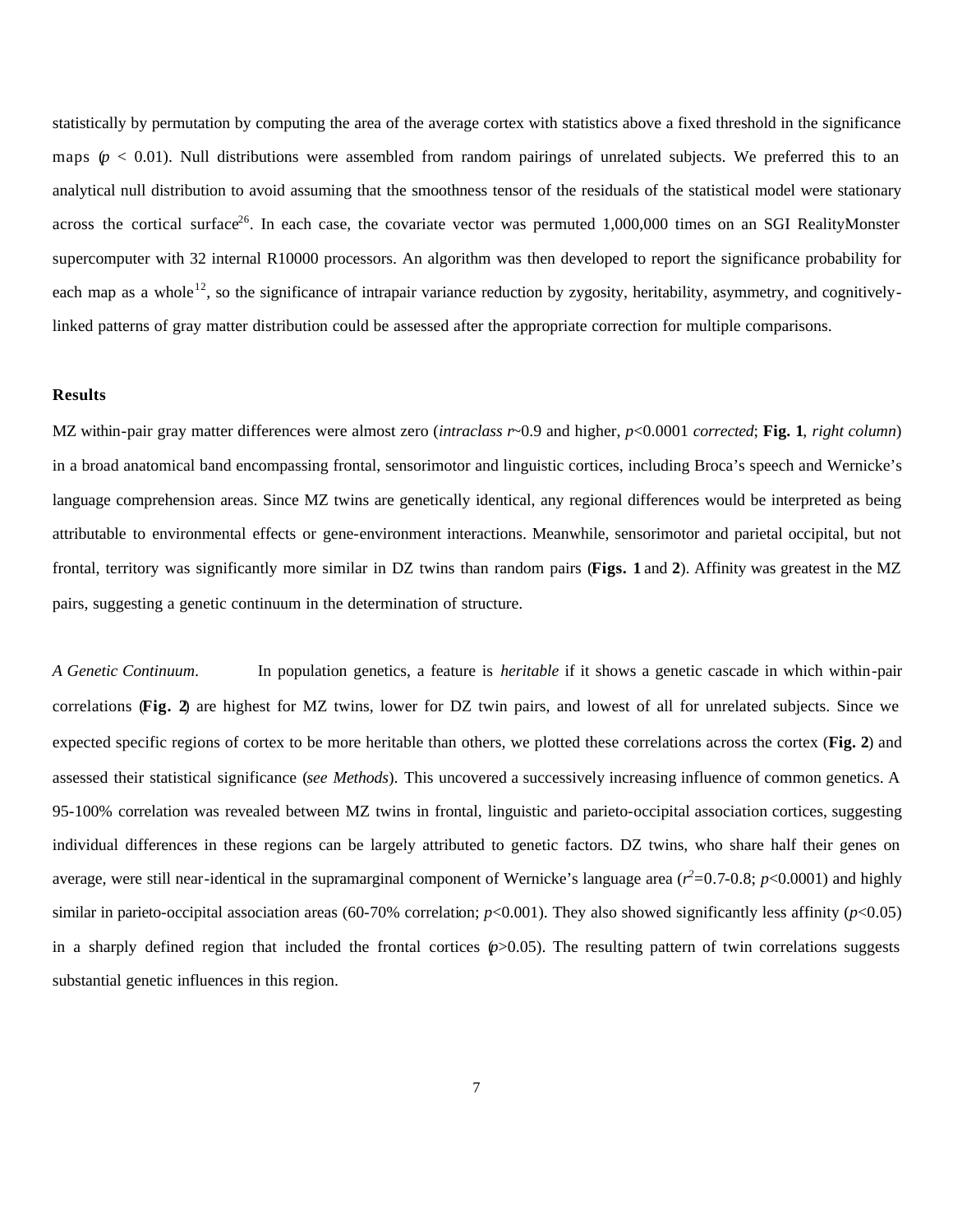statistically by permutation by computing the area of the average cortex with statistics above a fixed threshold in the significance maps ($p < 0.01$). Null distributions were assembled from random pairings of unrelated subjects. We preferred this to an analytical null distribution to avoid assuming that the smoothness tensor of the residuals of the statistical model were stationary across the cortical surface[26]. In each case, the covariate vector was permuted 1,000,000 times on an SGI RealityMonster supercomputer with 32 internal R10000 processors. An algorithm was then developed to report the significance probability for each map as a whole[12], so the significance of intrapair variance reduction by zygosity, heritability, asymmetry, and cognitively-linked patterns of gray matter distribution could be assessed after the appropriate correction for multiple comparisons.

**Results**

MZ within-pair gray matter differences were almost zero (*intraclass* $r$~0.9 and higher, $p$<0.0001 *corrected*; **Fig. 1**, *right column*) in a broad anatomical band encompassing frontal, sensorimotor and linguistic cortices, including Broca's speech and Wernicke's language comprehension areas. Since MZ twins are genetically identical, any regional differences would be interpreted as being attributable to environmental effects or gene-environment interactions. Meanwhile, sensorimotor and parietal occipital, but not frontal, territory was significantly more similar in DZ twins than random pairs (**Figs. 1** and **2**). Affinity was greatest in the MZ pairs, suggesting a genetic continuum in the determination of structure.

*A Genetic Continuum*. In population genetics, a feature is *heritable* if it shows a genetic cascade in which within-pair correlations (**Fig. 2**) are highest for MZ twins, lower for DZ twin pairs, and lowest of all for unrelated subjects. Since we expected specific regions of cortex to be more heritable than others, we plotted these correlations across the cortex (**Fig. 2**) and assessed their statistical significance (*see Methods*). This uncovered a successively increasing influence of common genetics. A 95-100% correlation was revealed between MZ twins in frontal, linguistic and parieto-occipital association cortices, suggesting individual differences in these regions can be largely attributed to genetic factors. DZ twins, who share half their genes on average, were still near-identical in the supramarginal component of Wernicke's language area ($r^2$=0.7-0.8; $p$<0.0001) and highly similar in parieto-occipital association areas (60-70% correlation; $p$<0.001). They also showed significantly less affinity ($p$<0.05) in a sharply defined region that included the frontal cortices ($p$>0.05). The resulting pattern of twin correlations suggests substantial genetic influences in this region.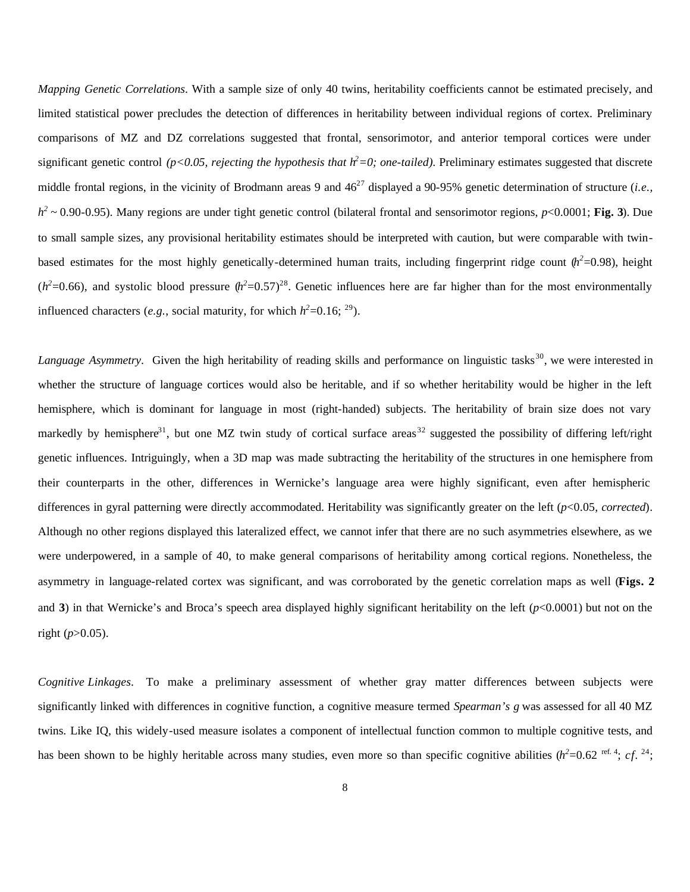*Mapping Genetic Correlations*. With a sample size of only 40 twins, heritability coefficients cannot be estimated precisely, and limited statistical power precludes the detection of differences in heritability between individual regions of cortex. Preliminary comparisons of MZ and DZ correlations suggested that frontal, sensorimotor, and anterior temporal cortices were under significant genetic control *($p<0.05$, rejecting the hypothesis that $h^2=0$; one-tailed)*. Preliminary estimates suggested that discrete middle frontal regions, in the vicinity of Brodmann areas 9 and 46[27] displayed a 90-95% genetic determination of structure (*i.e.*, $h^2 \sim 0.90\text{-}0.95$). Many regions are under tight genetic control (bilateral frontal and sensorimotor regions, $p<0.0001$; **Fig. 3**). Due to small sample sizes, any provisional heritability estimates should be interpreted with caution, but were comparable with twin-based estimates for the most highly genetically-determined human traits, including fingerprint ridge count ($h^2=0.98$), height ($h^2=0.66$), and systolic blood pressure ($h^2=0.57$)[28]. Genetic influences here are far higher than for the most environmentally influenced characters (*e.g.*, social maturity, for which $h^2=0.16$; [29]).

*Language Asymmetry*. Given the high heritability of reading skills and performance on linguistic tasks[30], we were interested in whether the structure of language cortices would also be heritable, and if so whether heritability would be higher in the left hemisphere, which is dominant for language in most (right-handed) subjects. The heritability of brain size does not vary markedly by hemisphere[31], but one MZ twin study of cortical surface areas[32] suggested the possibility of differing left/right genetic influences. Intriguingly, when a 3D map was made subtracting the heritability of the structures in one hemisphere from their counterparts in the other, differences in Wernicke's language area were highly significant, even after hemispheric differences in gyral patterning were directly accommodated. Heritability was significantly greater on the left ($p<0.05$, *corrected*). Although no other regions displayed this lateralized effect, we cannot infer that there are no such asymmetries elsewhere, as we were underpowered, in a sample of 40, to make general comparisons of heritability among cortical regions. Nonetheless, the asymmetry in language-related cortex was significant, and was corroborated by the genetic correlation maps as well (**Figs. 2** and **3**) in that Wernicke's and Broca's speech area displayed highly significant heritability on the left ($p<0.0001$) but not on the right ($p>0.05$).

*Cognitive Linkages*. To make a preliminary assessment of whether gray matter differences between subjects were significantly linked with differences in cognitive function, a cognitive measure termed *Spearman's g* was assessed for all 40 MZ twins. Like IQ, this widely-used measure isolates a component of intellectual function common to multiple cognitive tests, and has been shown to be highly heritable across many studies, even more so than specific cognitive abilities ($h^2=0.62$ [ref. 4]; *cf.* [24];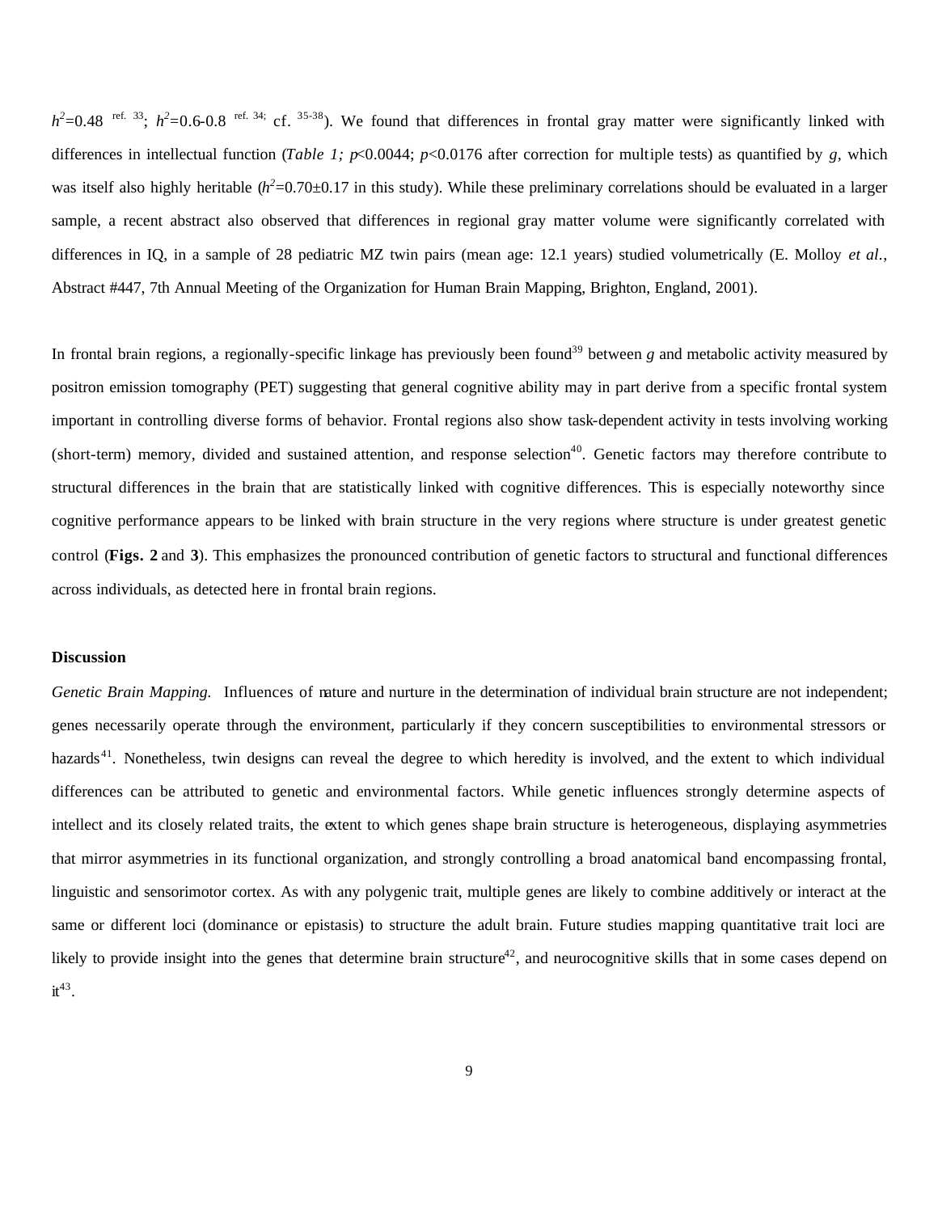$h^2$=0.48 [ref. 33]; $h^2$=0.6-0.8 [ref. 34; cf. 35-38]). We found that differences in frontal gray matter were significantly linked with differences in intellectual function (*Table 1; p*<0.0044; *p*<0.0176 after correction for multiple tests) as quantified by *g*, which was itself also highly heritable ($h^2$=0.70±0.17 in this study). While these preliminary correlations should be evaluated in a larger sample, a recent abstract also observed that differences in regional gray matter volume were significantly correlated with differences in IQ, in a sample of 28 pediatric MZ twin pairs (mean age: 12.1 years) studied volumetrically (E. Molloy *et al.*, Abstract #447, 7th Annual Meeting of the Organization for Human Brain Mapping, Brighton, England, 2001).

In frontal brain regions, a regionally-specific linkage has previously been found[39] between *g* and metabolic activity measured by positron emission tomography (PET) suggesting that general cognitive ability may in part derive from a specific frontal system important in controlling diverse forms of behavior. Frontal regions also show task-dependent activity in tests involving working (short-term) memory, divided and sustained attention, and response selection[40]. Genetic factors may therefore contribute to structural differences in the brain that are statistically linked with cognitive differences. This is especially noteworthy since cognitive performance appears to be linked with brain structure in the very regions where structure is under greatest genetic control (**Figs. 2** and **3**). This emphasizes the pronounced contribution of genetic factors to structural and functional differences across individuals, as detected here in frontal brain regions.

**Discussion**

*Genetic Brain Mapping.* Influences of nature and nurture in the determination of individual brain structure are not independent; genes necessarily operate through the environment, particularly if they concern susceptibilities to environmental stressors or hazards[41]. Nonetheless, twin designs can reveal the degree to which heredity is involved, and the extent to which individual differences can be attributed to genetic and environmental factors. While genetic influences strongly determine aspects of intellect and its closely related traits, the extent to which genes shape brain structure is heterogeneous, displaying asymmetries that mirror asymmetries in its functional organization, and strongly controlling a broad anatomical band encompassing frontal, linguistic and sensorimotor cortex. As with any polygenic trait, multiple genes are likely to combine additively or interact at the same or different loci (dominance or epistasis) to structure the adult brain. Future studies mapping quantitative trait loci are likely to provide insight into the genes that determine brain structure[42], and neurocognitive skills that in some cases depend on it[43].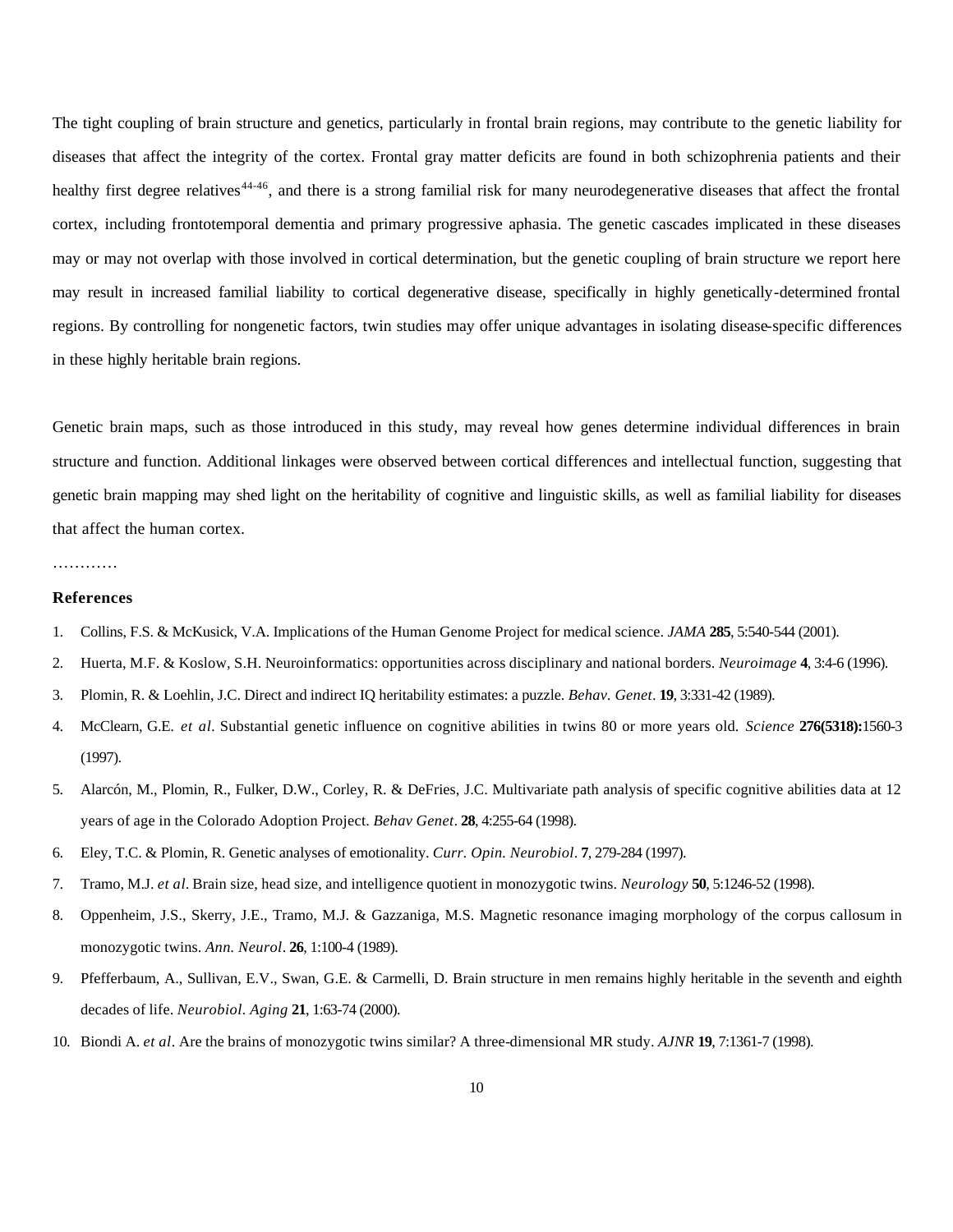The tight coupling of brain structure and genetics, particularly in frontal brain regions, may contribute to the genetic liability for diseases that affect the integrity of the cortex. Frontal gray matter deficits are found in both schizophrenia patients and their healthy first degree relatives[44-46], and there is a strong familial risk for many neurodegenerative diseases that affect the frontal cortex, including frontotemporal dementia and primary progressive aphasia. The genetic cascades implicated in these diseases may or may not overlap with those involved in cortical determination, but the genetic coupling of brain structure we report here may result in increased familial liability to cortical degenerative disease, specifically in highly genetically-determined frontal regions. By controlling for nongenetic factors, twin studies may offer unique advantages in isolating disease-specific differences in these highly heritable brain regions.

Genetic brain maps, such as those introduced in this study, may reveal how genes determine individual differences in brain structure and function. Additional linkages were observed between cortical differences and intellectual function, suggesting that genetic brain mapping may shed light on the heritability of cognitive and linguistic skills, as well as familial liability for diseases that affect the human cortex.

…………

## References

1. Collins, F.S. & McKusick, V.A. Implications of the Human Genome Project for medical science. *JAMA* **285**, 5:540-544 (2001).
2. Huerta, M.F. & Koslow, S.H. Neuroinformatics: opportunities across disciplinary and national borders. *Neuroimage* **4**, 3:4-6 (1996).
3. Plomin, R. & Loehlin, J.C. Direct and indirect IQ heritability estimates: a puzzle. *Behav. Genet*. **19**, 3:331-42 (1989).
4. McClearn, G.E. *et al*. Substantial genetic influence on cognitive abilities in twins 80 or more years old. *Science* **276(5318):**1560-3 (1997).
5. Alarcón, M., Plomin, R., Fulker, D.W., Corley, R. & DeFries, J.C. Multivariate path analysis of specific cognitive abilities data at 12 years of age in the Colorado Adoption Project. *Behav Genet*. **28**, 4:255-64 (1998).
6. Eley, T.C. & Plomin, R. Genetic analyses of emotionality. *Curr. Opin. Neurobiol*. **7**, 279-284 (1997).
7. Tramo, M.J. *et al*. Brain size, head size, and intelligence quotient in monozygotic twins. *Neurology* **50**, 5:1246-52 (1998).
8. Oppenheim, J.S., Skerry, J.E., Tramo, M.J. & Gazzaniga, M.S. Magnetic resonance imaging morphology of the corpus callosum in monozygotic twins. *Ann. Neurol*. **26**, 1:100-4 (1989).
9. Pfefferbaum, A., Sullivan, E.V., Swan, G.E. & Carmelli, D. Brain structure in men remains highly heritable in the seventh and eighth decades of life. *Neurobiol. Aging* **21**, 1:63-74 (2000).
10. Biondi A. *et al*. Are the brains of monozygotic twins similar? A three-dimensional MR study. *AJNR* **19**, 7:1361-7 (1998).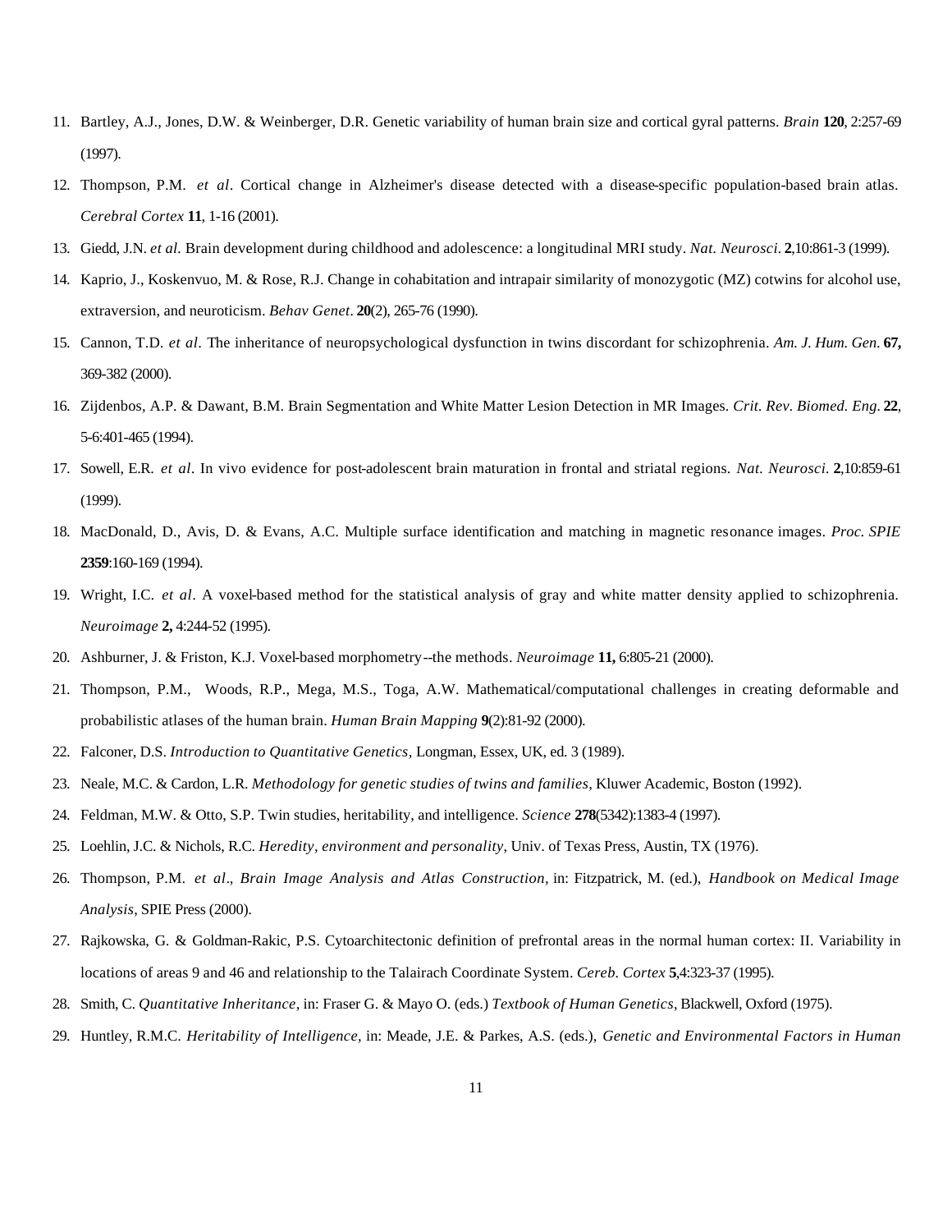11. Bartley, A.J., Jones, D.W. & Weinberger, D.R. Genetic variability of human brain size and cortical gyral patterns. *Brain* **120**, 2:257-69 (1997).
12. Thompson, P.M. *et al*. Cortical change in Alzheimer's disease detected with a disease-specific population-based brain atlas. *Cerebral Cortex* **11**, 1-16 (2001).
13. Giedd, J.N. *et al.* Brain development during childhood and adolescence: a longitudinal MRI study. *Nat. Neurosci.* **2**,10:861-3 (1999).
14. Kaprio, J., Koskenvuo, M. & Rose, R.J. Change in cohabitation and intrapair similarity of monozygotic (MZ) cotwins for alcohol use, extraversion, and neuroticism. *Behav Genet*. **20**(2), 265-76 (1990).
15. Cannon, T.D. *et al*. The inheritance of neuropsychological dysfunction in twins discordant for schizophrenia. *Am. J. Hum. Gen.* **67,** 369-382 (2000).
16. Zijdenbos, A.P. & Dawant, B.M. Brain Segmentation and White Matter Lesion Detection in MR Images. *Crit. Rev. Biomed. Eng.* **22**, 5-6:401-465 (1994).
17. Sowell, E.R. *et al*. In vivo evidence for post-adolescent brain maturation in frontal and striatal regions. *Nat. Neurosci.* **2**,10:859-61 (1999).
18. MacDonald, D., Avis, D. & Evans, A.C. Multiple surface identification and matching in magnetic resonance images. *Proc. SPIE* **2359**:160-169 (1994).
19. Wright, I.C. *et al*. A voxel-based method for the statistical analysis of gray and white matter density applied to schizophrenia. *Neuroimage* **2,** 4:244-52 (1995).
20. Ashburner, J. & Friston, K.J. Voxel-based morphometry--the methods. *Neuroimage* **11,** 6:805-21 (2000).
21. Thompson, P.M., Woods, R.P., Mega, M.S., Toga, A.W. Mathematical/computational challenges in creating deformable and probabilistic atlases of the human brain. *Human Brain Mapping* **9**(2):81-92 (2000).
22. Falconer, D.S. *Introduction to Quantitative Genetics*, Longman, Essex, UK, ed. 3 (1989).
23. Neale, M.C. & Cardon, L.R. *Methodology for genetic studies of twins and families*, Kluwer Academic, Boston (1992).
24. Feldman, M.W. & Otto, S.P. Twin studies, heritability, and intelligence. *Science* **278**(5342):1383-4 (1997).
25. Loehlin, J.C. & Nichols, R.C. *Heredity, environment and personality*, Univ. of Texas Press, Austin, TX (1976).
26. Thompson, P.M. *et al*., *Brain Image Analysis and Atlas Construction*, in: Fitzpatrick, M. (ed.), *Handbook on Medical Image Analysis*, SPIE Press (2000).
27. Rajkowska, G. & Goldman-Rakic, P.S. Cytoarchitectonic definition of prefrontal areas in the normal human cortex: II. Variability in locations of areas 9 and 46 and relationship to the Talairach Coordinate System. *Cereb. Cortex* **5**,4:323-37 (1995).
28. Smith, C. *Quantitative Inheritance*, in: Fraser G. & Mayo O. (eds.) *Textbook of Human Genetics*, Blackwell, Oxford (1975).
29. Huntley, R.M.C. *Heritability of Intelligence*, in: Meade, J.E. & Parkes, A.S. (eds.), *Genetic and Environmental Factors in Human*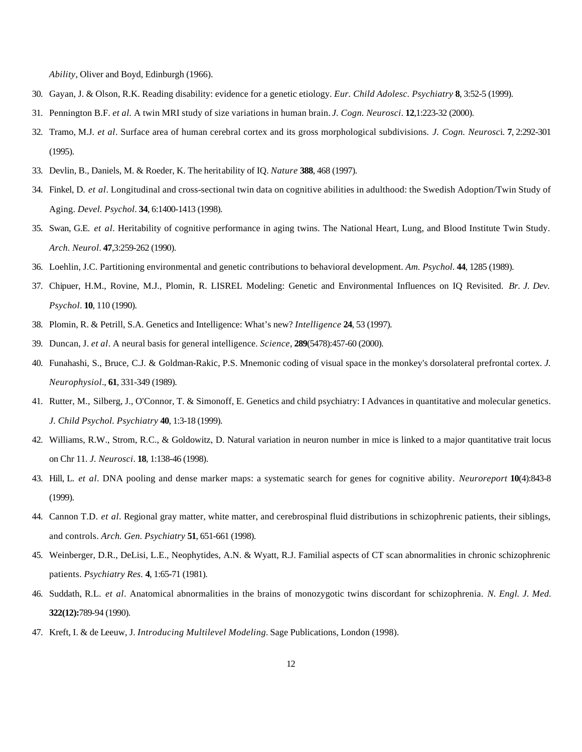*Ability*, Oliver and Boyd, Edinburgh (1966).

30. Gayan, J. & Olson, R.K. Reading disability: evidence for a genetic etiology. *Eur. Child Adolesc. Psychiatry* **8**, 3:52-5 (1999).
31. Pennington B.F. *et al.* A twin MRI study of size variations in human brain. *J. Cogn. Neurosci*. **12**,1:223-32 (2000).
32. Tramo, M.J. *et al*. Surface area of human cerebral cortex and its gross morphological subdivisions. *J. Cogn. Neurosc*i. **7**, 2:292-301 (1995).
33. Devlin, B., Daniels, M. & Roeder, K. The heritability of IQ. *Nature* **388**, 468 (1997).
34. Finkel, D. *et al*. Longitudinal and cross-sectional twin data on cognitive abilities in adulthood: the Swedish Adoption/Twin Study of Aging. *Devel. Psychol*. **34**, 6:1400-1413 (1998).
35. Swan, G.E. *et al*. Heritability of cognitive performance in aging twins. The National Heart, Lung, and Blood Institute Twin Study. *Arch. Neurol*. **47**,3:259-262 (1990).
36. Loehlin, J.C. Partitioning environmental and genetic contributions to behavioral development. *Am. Psychol*. **44**, 1285 (1989).
37. Chipuer, H.M., Rovine, M.J., Plomin, R. LISREL Modeling: Genetic and Environmental Influences on IQ Revisited. *Br. J. Dev. Psychol*. **10**, 110 (1990).
38. Plomin, R. & Petrill, S.A. Genetics and Intelligence: What's new? *Intelligence* **24**, 53 (1997).
39. Duncan, J. *et al*. A neural basis for general intelligence. *Science*, **289**(5478):457-60 (2000).
40. Funahashi, S., Bruce, C.J. & Goldman-Rakic, P.S. Mnemonic coding of visual space in the monkey's dorsolateral prefrontal cortex. *J. Neurophysiol*., **61**, 331-349 (1989).
41. Rutter, M., Silberg, J., O'Connor, T. & Simonoff, E. Genetics and child psychiatry: I Advances in quantitative and molecular genetics. *J. Child Psychol. Psychiatry* **40**, 1:3-18 (1999).
42. Williams, R.W., Strom, R.C., & Goldowitz, D. Natural variation in neuron number in mice is linked to a major quantitative trait locus on Chr 11. *J. Neurosci*. **18**, 1:138-46 (1998).
43. Hill, L. *et al*. DNA pooling and dense marker maps: a systematic search for genes for cognitive ability. *Neuroreport* **10**(4):843-8 (1999).
44. Cannon T.D. *et al*. Regional gray matter, white matter, and cerebrospinal fluid distributions in schizophrenic patients, their siblings, and controls. *Arch. Gen. Psychiatry* **51**, 651-661 (1998).
45. Weinberger, D.R., DeLisi, L.E., Neophytides, A.N. & Wyatt, R.J. Familial aspects of CT scan abnormalities in chronic schizophrenic patients. *Psychiatry Res*. **4**, 1:65-71 (1981).
46. Suddath, R.L. *et al*. Anatomical abnormalities in the brains of monozygotic twins discordant for schizophrenia. *N. Engl. J. Med.* **322(12):**789-94 (1990).
47. Kreft, I. & de Leeuw, J. *Introducing Multilevel Modeling*. Sage Publications, London (1998).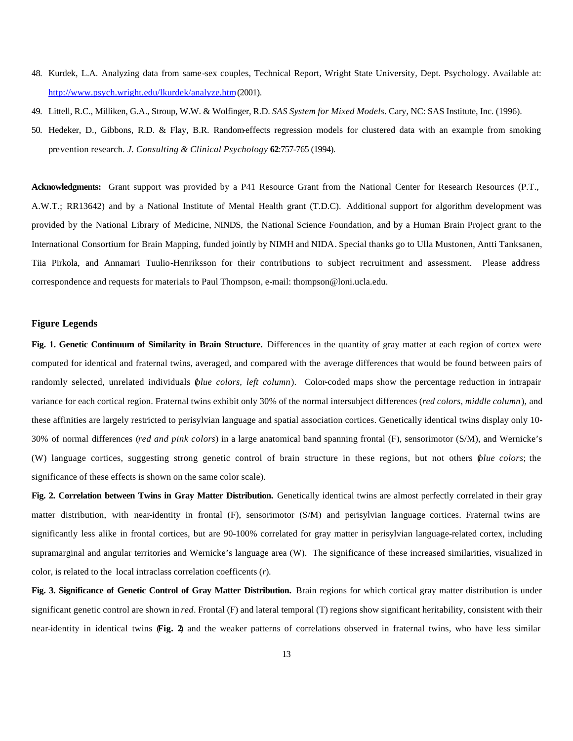48. Kurdek, L.A. Analyzing data from same-sex couples, Technical Report, Wright State University, Dept. Psychology. Available at: http://www.psych.wright.edu/lkurdek/analyze.htm (2001).

49. Littell, R.C., Milliken, G.A., Stroup, W.W. & Wolfinger, R.D. *SAS System for Mixed Models*. Cary, NC: SAS Institute, Inc. (1996).

50. Hedeker, D., Gibbons, R.D. & Flay, B.R. Random-effects regression models for clustered data with an example from smoking prevention research. *J. Consulting & Clinical Psychology* **62**:757-765 (1994).

**Acknowledgments:** Grant support was provided by a P41 Resource Grant from the National Center for Research Resources (P.T., A.W.T.; RR13642) and by a National Institute of Mental Health grant (T.D.C). Additional support for algorithm development was provided by the National Library of Medicine, NINDS, the National Science Foundation, and by a Human Brain Project grant to the International Consortium for Brain Mapping, funded jointly by NIMH and NIDA. Special thanks go to Ulla Mustonen, Antti Tanksanen, Tiia Pirkola, and Annamari Tuulio-Henriksson for their contributions to subject recruitment and assessment. Please address correspondence and requests for materials to Paul Thompson, e-mail: thompson@loni.ucla.edu.

### Figure Legends

**Fig. 1. Genetic Continuum of Similarity in Brain Structure.** Differences in the quantity of gray matter at each region of cortex were computed for identical and fraternal twins, averaged, and compared with the average differences that would be found between pairs of randomly selected, unrelated individuals (*blue colors, left column*). Color-coded maps show the percentage reduction in intrapair variance for each cortical region. Fraternal twins exhibit only 30% of the normal intersubject differences (*red colors, middle column*), and these affinities are largely restricted to perisylvian language and spatial association cortices. Genetically identical twins display only 10-30% of normal differences (*red and pink colors*) in a large anatomical band spanning frontal (F), sensorimotor (S/M), and Wernicke's (W) language cortices, suggesting strong genetic control of brain structure in these regions, but not others (*blue colors*; the significance of these effects is shown on the same color scale).

**Fig. 2. Correlation between Twins in Gray Matter Distribution.** Genetically identical twins are almost perfectly correlated in their gray matter distribution, with near-identity in frontal (F), sensorimotor (S/M) and perisylvian language cortices. Fraternal twins are significantly less alike in frontal cortices, but are 90-100% correlated for gray matter in perisylvian language-related cortex, including supramarginal and angular territories and Wernicke's language area (W). The significance of these increased similarities, visualized in color, is related to the local intraclass correlation coefficents (*r*).

**Fig. 3. Significance of Genetic Control of Gray Matter Distribution.** Brain regions for which cortical gray matter distribution is under significant genetic control are shown in *red*. Frontal (F) and lateral temporal (T) regions show significant heritability, consistent with their near-identity in identical twins (**Fig. 2**) and the weaker patterns of correlations observed in fraternal twins, who have less similar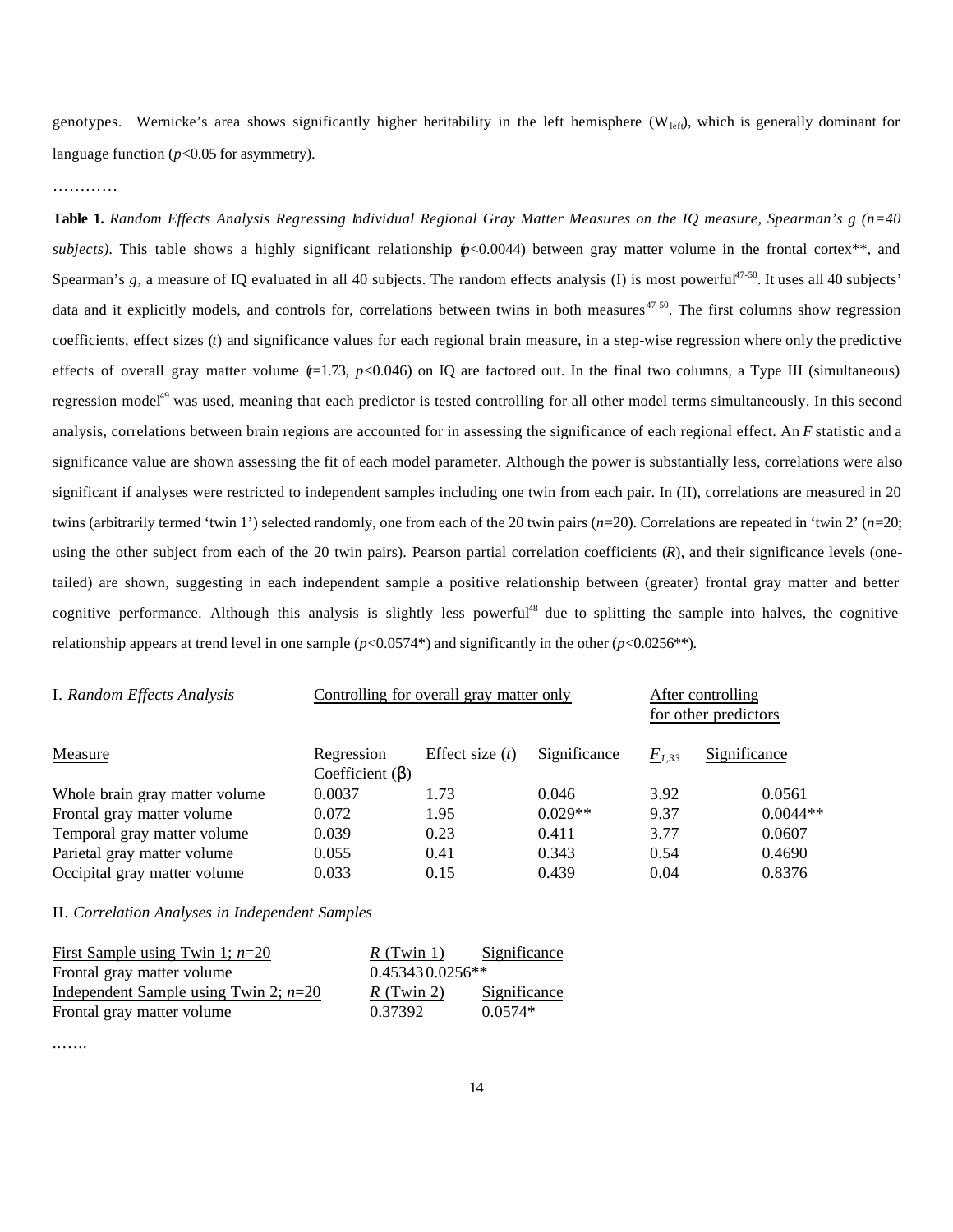genotypes. Wernicke's area shows significantly higher heritability in the left hemisphere ($W_{left}$), which is generally dominant for language function ($p<0.05$ for asymmetry).

…………

**Table 1.** *Random Effects Analysis Regressing Individual Regional Gray Matter Measures on the IQ measure, Spearman's g (n=40 subjects).* This table shows a highly significant relationship ($p<0.0044$) between gray matter volume in the frontal cortex**, and Spearman's *g*, a measure of IQ evaluated in all 40 subjects. The random effects analysis (I) is most powerful[47-50]. It uses all 40 subjects' data and it explicitly models, and controls for, correlations between twins in both measures[47-50]. The first columns show regression coefficients, effect sizes (*t*) and significance values for each regional brain measure, in a step-wise regression where only the predictive effects of overall gray matter volume ($t=1.73$, $p<0.046$) on IQ are factored out. In the final two columns, a Type III (simultaneous) regression model[49] was used, meaning that each predictor is tested controlling for all other model terms simultaneously. In this second analysis, correlations between brain regions are accounted for in assessing the significance of each regional effect. An *F* statistic and a significance value are shown assessing the fit of each model parameter. Although the power is substantially less, correlations were also significant if analyses were restricted to independent samples including one twin from each pair. In (II), correlations are measured in 20 twins (arbitrarily termed 'twin 1') selected randomly, one from each of the 20 twin pairs ($n=20$). Correlations are repeated in 'twin 2' ($n=20$; using the other subject from each of the 20 twin pairs). Pearson partial correlation coefficients (*R*), and their significance levels (one-tailed) are shown, suggesting in each independent sample a positive relationship between (greater) frontal gray matter and better cognitive performance. Although this analysis is slightly less powerful[48] due to splitting the sample into halves, the cognitive relationship appears at trend level in one sample ($p<0.0574$*) and significantly in the other ($p<0.0256$**).

| I. *Random Effects Analysis* | Controlling for overall gray matter only | | | After controlling for other predictors | |
|---|---|---|---|---|---|
| Measure | Regression Coefficient (β) | Effect size (*t*) | Significance | $F_{1,33}$ | Significance |
| Whole brain gray matter volume | 0.0037 | 1.73 | 0.046 | 3.92 | 0.0561 |
| Frontal gray matter volume | 0.072 | 1.95 | 0.029** | 9.37 | 0.0044** |
| Temporal gray matter volume | 0.039 | 0.23 | 0.411 | 3.77 | 0.0607 |
| Parietal gray matter volume | 0.055 | 0.41 | 0.343 | 0.54 | 0.4690 |
| Occipital gray matter volume | 0.033 | 0.15 | 0.439 | 0.04 | 0.8376 |

II. *Correlation Analyses in Independent Samples*

| First Sample using Twin 1; *n*=20 | *R* (Twin 1) | Significance |
|---|---|---|
| Frontal gray matter volume | 0.45343 | 0.0256** |
| Independent Sample using Twin 2; *n*=20 | *R* (Twin 2) | Significance |
| Frontal gray matter volume | 0.37392 | 0.0574* |

…….